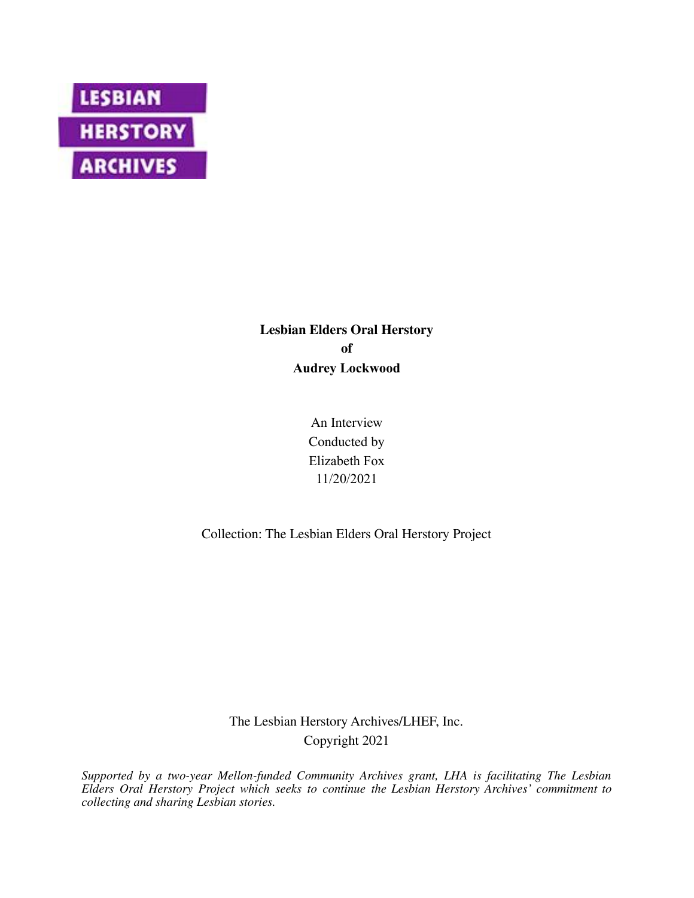LESBIAN
HERSTORY
ARCHIVES

**Lesbian Elders Oral Herstory**
**of**
**Audrey Lockwood**

An Interview
Conducted by
Elizabeth Fox
11/20/2021

Collection: The Lesbian Elders Oral Herstory Project

The Lesbian Herstory Archives/LHEF, Inc.
Copyright 2021

*Supported by a two-year Mellon-funded Community Archives grant, LHA is facilitating The Lesbian Elders Oral Herstory Project which seeks to continue the Lesbian Herstory Archives' commitment to collecting and sharing Lesbian stories.*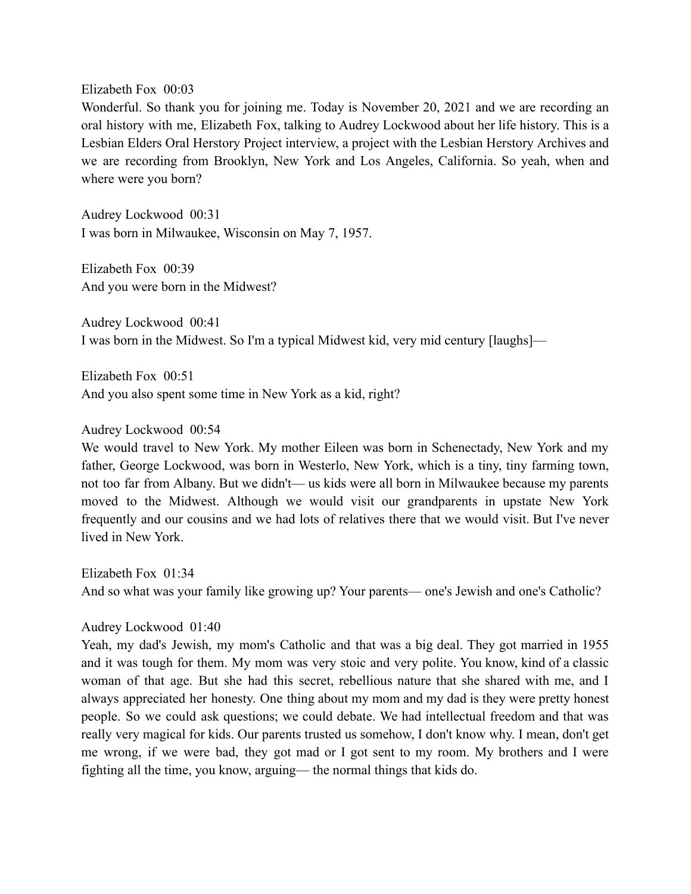Elizabeth Fox 00:03
Wonderful. So thank you for joining me. Today is November 20, 2021 and we are recording an oral history with me, Elizabeth Fox, talking to Audrey Lockwood about her life history. This is a Lesbian Elders Oral Herstory Project interview, a project with the Lesbian Herstory Archives and we are recording from Brooklyn, New York and Los Angeles, California. So yeah, when and where were you born?

Audrey Lockwood 00:31
I was born in Milwaukee, Wisconsin on May 7, 1957.

Elizabeth Fox 00:39
And you were born in the Midwest?

Audrey Lockwood 00:41
I was born in the Midwest. So I'm a typical Midwest kid, very mid century [laughs]—

Elizabeth Fox 00:51
And you also spent some time in New York as a kid, right?

Audrey Lockwood 00:54
We would travel to New York. My mother Eileen was born in Schenectady, New York and my father, George Lockwood, was born in Westerlo, New York, which is a tiny, tiny farming town, not too far from Albany. But we didn't— us kids were all born in Milwaukee because my parents moved to the Midwest. Although we would visit our grandparents in upstate New York frequently and our cousins and we had lots of relatives there that we would visit. But I've never lived in New York.

Elizabeth Fox 01:34
And so what was your family like growing up? Your parents— one's Jewish and one's Catholic?

Audrey Lockwood 01:40
Yeah, my dad's Jewish, my mom's Catholic and that was a big deal. They got married in 1955 and it was tough for them. My mom was very stoic and very polite. You know, kind of a classic woman of that age. But she had this secret, rebellious nature that she shared with me, and I always appreciated her honesty. One thing about my mom and my dad is they were pretty honest people. So we could ask questions; we could debate. We had intellectual freedom and that was really very magical for kids. Our parents trusted us somehow, I don't know why. I mean, don't get me wrong, if we were bad, they got mad or I got sent to my room. My brothers and I were fighting all the time, you know, arguing— the normal things that kids do.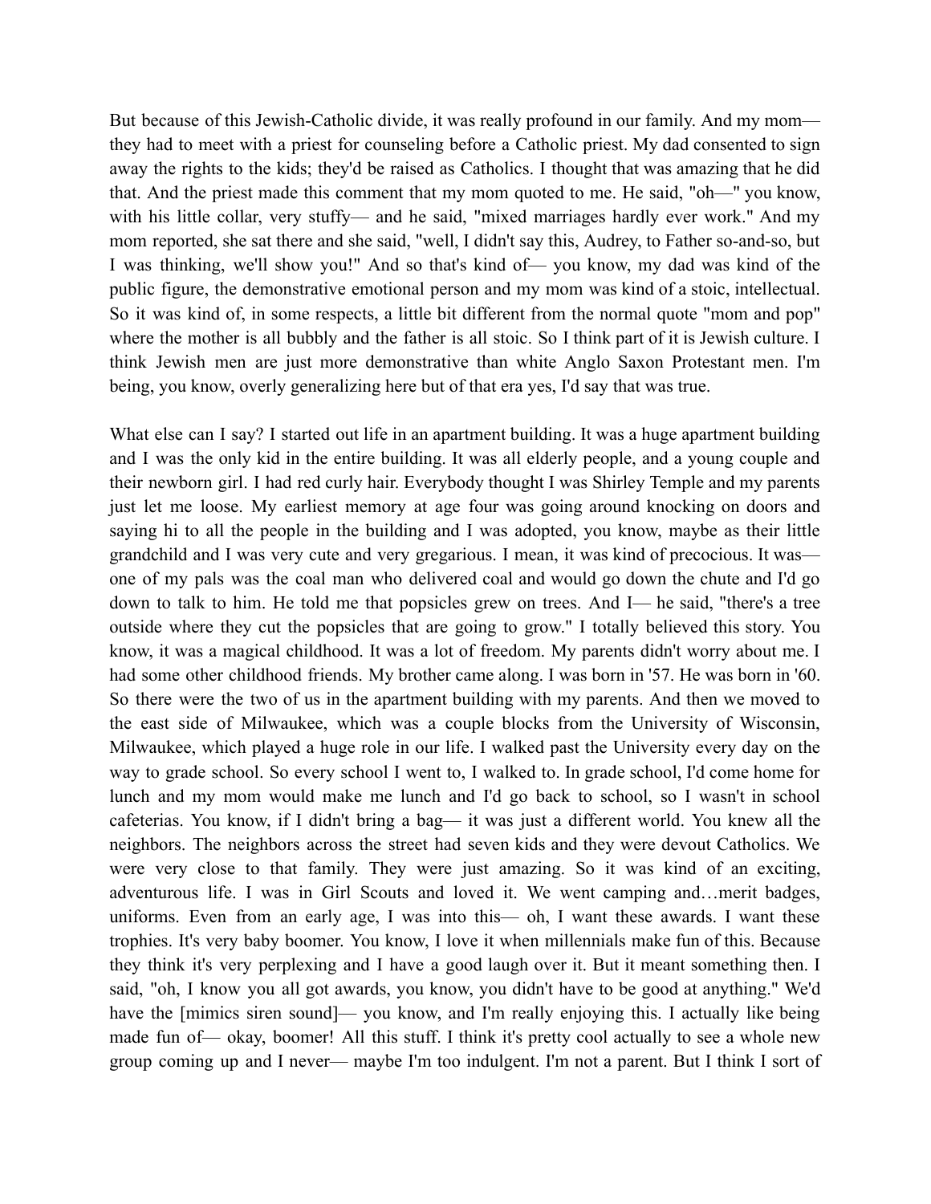But because of this Jewish-Catholic divide, it was really profound in our family. And my mom— they had to meet with a priest for counseling before a Catholic priest. My dad consented to sign away the rights to the kids; they'd be raised as Catholics. I thought that was amazing that he did that. And the priest made this comment that my mom quoted to me. He said, "oh—" you know, with his little collar, very stuffy— and he said, "mixed marriages hardly ever work." And my mom reported, she sat there and she said, "well, I didn't say this, Audrey, to Father so-and-so, but I was thinking, we'll show you!" And so that's kind of— you know, my dad was kind of the public figure, the demonstrative emotional person and my mom was kind of a stoic, intellectual. So it was kind of, in some respects, a little bit different from the normal quote "mom and pop" where the mother is all bubbly and the father is all stoic. So I think part of it is Jewish culture. I think Jewish men are just more demonstrative than white Anglo Saxon Protestant men. I'm being, you know, overly generalizing here but of that era yes, I'd say that was true.

What else can I say? I started out life in an apartment building. It was a huge apartment building and I was the only kid in the entire building. It was all elderly people, and a young couple and their newborn girl. I had red curly hair. Everybody thought I was Shirley Temple and my parents just let me loose. My earliest memory at age four was going around knocking on doors and saying hi to all the people in the building and I was adopted, you know, maybe as their little grandchild and I was very cute and very gregarious. I mean, it was kind of precocious. It was— one of my pals was the coal man who delivered coal and would go down the chute and I'd go down to talk to him. He told me that popsicles grew on trees. And I— he said, "there's a tree outside where they cut the popsicles that are going to grow." I totally believed this story. You know, it was a magical childhood. It was a lot of freedom. My parents didn't worry about me. I had some other childhood friends. My brother came along. I was born in '57. He was born in '60. So there were the two of us in the apartment building with my parents. And then we moved to the east side of Milwaukee, which was a couple blocks from the University of Wisconsin, Milwaukee, which played a huge role in our life. I walked past the University every day on the way to grade school. So every school I went to, I walked to. In grade school, I'd come home for lunch and my mom would make me lunch and I'd go back to school, so I wasn't in school cafeterias. You know, if I didn't bring a bag— it was just a different world. You knew all the neighbors. The neighbors across the street had seven kids and they were devout Catholics. We were very close to that family. They were just amazing. So it was kind of an exciting, adventurous life. I was in Girl Scouts and loved it. We went camping and…merit badges, uniforms. Even from an early age, I was into this— oh, I want these awards. I want these trophies. It's very baby boomer. You know, I love it when millennials make fun of this. Because they think it's very perplexing and I have a good laugh over it. But it meant something then. I said, "oh, I know you all got awards, you know, you didn't have to be good at anything." We'd have the [mimics siren sound]— you know, and I'm really enjoying this. I actually like being made fun of— okay, boomer! All this stuff. I think it's pretty cool actually to see a whole new group coming up and I never— maybe I'm too indulgent. I'm not a parent. But I think I sort of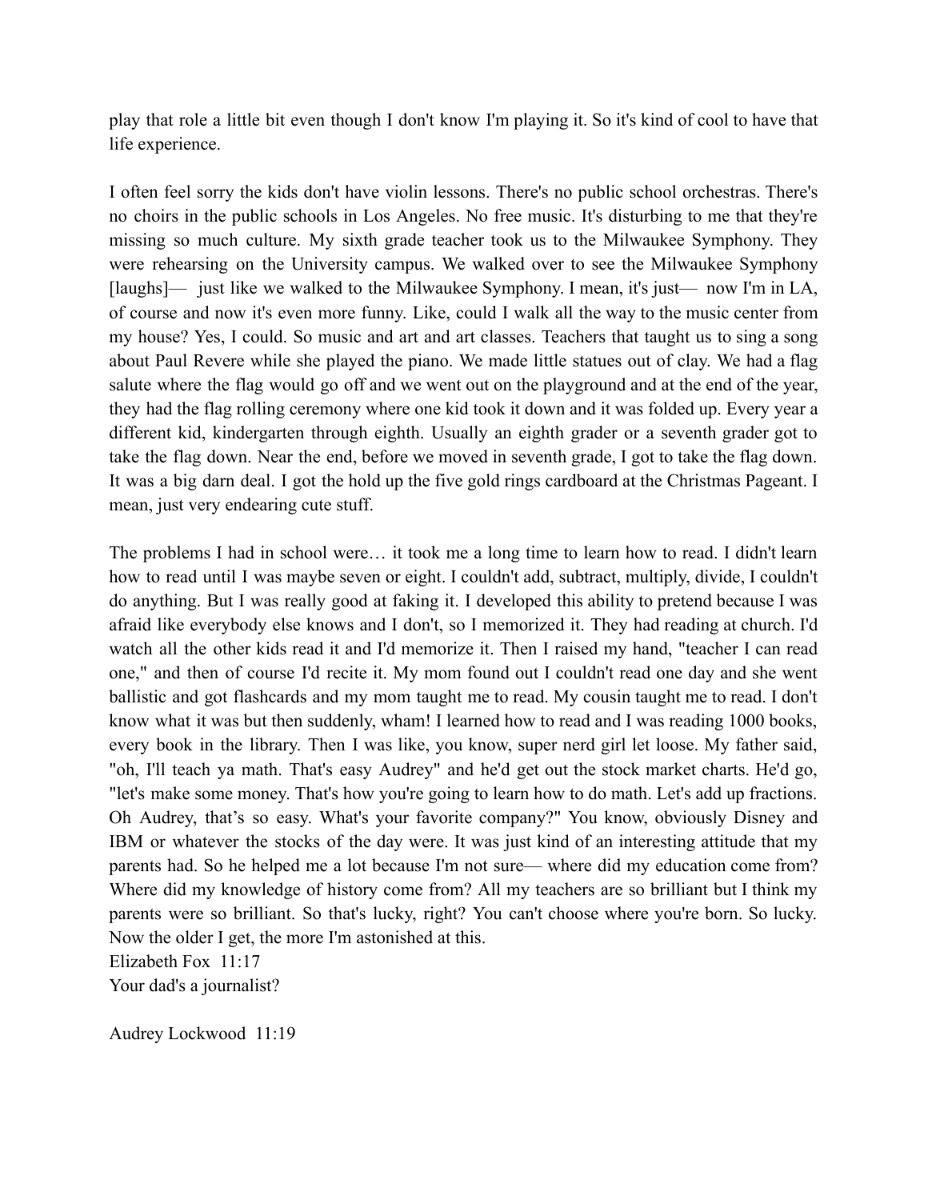play that role a little bit even though I don't know I'm playing it. So it's kind of cool to have that life experience.

I often feel sorry the kids don't have violin lessons. There's no public school orchestras. There's no choirs in the public schools in Los Angeles. No free music. It's disturbing to me that they're missing so much culture. My sixth grade teacher took us to the Milwaukee Symphony. They were rehearsing on the University campus. We walked over to see the Milwaukee Symphony [laughs]— just like we walked to the Milwaukee Symphony. I mean, it's just— now I'm in LA, of course and now it's even more funny. Like, could I walk all the way to the music center from my house? Yes, I could. So music and art and art classes. Teachers that taught us to sing a song about Paul Revere while she played the piano. We made little statues out of clay. We had a flag salute where the flag would go off and we went out on the playground and at the end of the year, they had the flag rolling ceremony where one kid took it down and it was folded up. Every year a different kid, kindergarten through eighth. Usually an eighth grader or a seventh grader got to take the flag down. Near the end, before we moved in seventh grade, I got to take the flag down. It was a big darn deal. I got the hold up the five gold rings cardboard at the Christmas Pageant. I mean, just very endearing cute stuff.

The problems I had in school were… it took me a long time to learn how to read. I didn't learn how to read until I was maybe seven or eight. I couldn't add, subtract, multiply, divide, I couldn't do anything. But I was really good at faking it. I developed this ability to pretend because I was afraid like everybody else knows and I don't, so I memorized it. They had reading at church. I'd watch all the other kids read it and I'd memorize it. Then I raised my hand, "teacher I can read one," and then of course I'd recite it. My mom found out I couldn't read one day and she went ballistic and got flashcards and my mom taught me to read. My cousin taught me to read. I don't know what it was but then suddenly, wham! I learned how to read and I was reading 1000 books, every book in the library. Then I was like, you know, super nerd girl let loose. My father said, "oh, I'll teach ya math. That's easy Audrey" and he'd get out the stock market charts. He'd go, "let's make some money. That's how you're going to learn how to do math. Let's add up fractions. Oh Audrey, that's so easy. What's your favorite company?" You know, obviously Disney and IBM or whatever the stocks of the day were. It was just kind of an interesting attitude that my parents had. So he helped me a lot because I'm not sure— where did my education come from? Where did my knowledge of history come from? All my teachers are so brilliant but I think my parents were so brilliant. So that's lucky, right? You can't choose where you're born. So lucky. Now the older I get, the more I'm astonished at this.

Elizabeth Fox 11:17
Your dad's a journalist?

Audrey Lockwood 11:19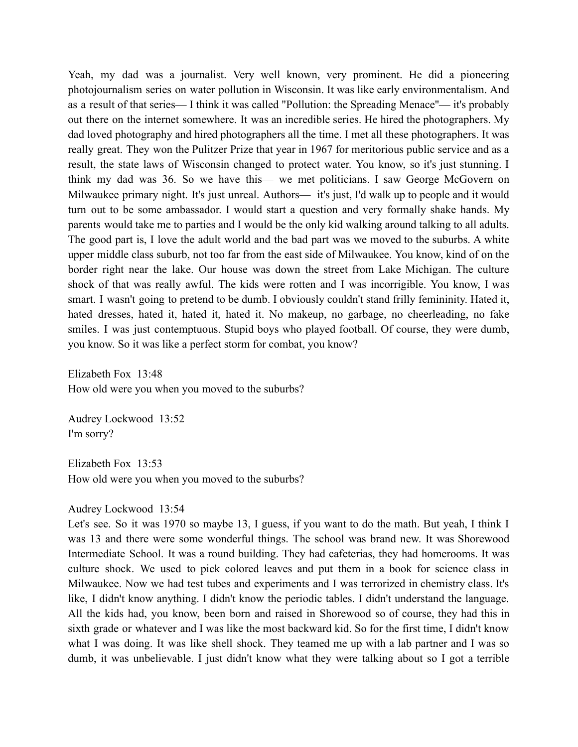Yeah, my dad was a journalist. Very well known, very prominent. He did a pioneering photojournalism series on water pollution in Wisconsin. It was like early environmentalism. And as a result of that series— I think it was called "Pollution: the Spreading Menace"— it's probably out there on the internet somewhere. It was an incredible series. He hired the photographers. My dad loved photography and hired photographers all the time. I met all these photographers. It was really great. They won the Pulitzer Prize that year in 1967 for meritorious public service and as a result, the state laws of Wisconsin changed to protect water. You know, so it's just stunning. I think my dad was 36. So we have this— we met politicians. I saw George McGovern on Milwaukee primary night. It's just unreal. Authors— it's just, I'd walk up to people and it would turn out to be some ambassador. I would start a question and very formally shake hands. My parents would take me to parties and I would be the only kid walking around talking to all adults. The good part is, I love the adult world and the bad part was we moved to the suburbs. A white upper middle class suburb, not too far from the east side of Milwaukee. You know, kind of on the border right near the lake. Our house was down the street from Lake Michigan. The culture shock of that was really awful. The kids were rotten and I was incorrigible. You know, I was smart. I wasn't going to pretend to be dumb. I obviously couldn't stand frilly femininity. Hated it, hated dresses, hated it, hated it, hated it. No makeup, no garbage, no cheerleading, no fake smiles. I was just contemptuous. Stupid boys who played football. Of course, they were dumb, you know. So it was like a perfect storm for combat, you know?

Elizabeth Fox 13:48
How old were you when you moved to the suburbs?

Audrey Lockwood 13:52
I'm sorry?

Elizabeth Fox 13:53
How old were you when you moved to the suburbs?

Audrey Lockwood 13:54
Let's see. So it was 1970 so maybe 13, I guess, if you want to do the math. But yeah, I think I was 13 and there were some wonderful things. The school was brand new. It was Shorewood Intermediate School. It was a round building. They had cafeterias, they had homerooms. It was culture shock. We used to pick colored leaves and put them in a book for science class in Milwaukee. Now we had test tubes and experiments and I was terrorized in chemistry class. It's like, I didn't know anything. I didn't know the periodic tables. I didn't understand the language. All the kids had, you know, been born and raised in Shorewood so of course, they had this in sixth grade or whatever and I was like the most backward kid. So for the first time, I didn't know what I was doing. It was like shell shock. They teamed me up with a lab partner and I was so dumb, it was unbelievable. I just didn't know what they were talking about so I got a terrible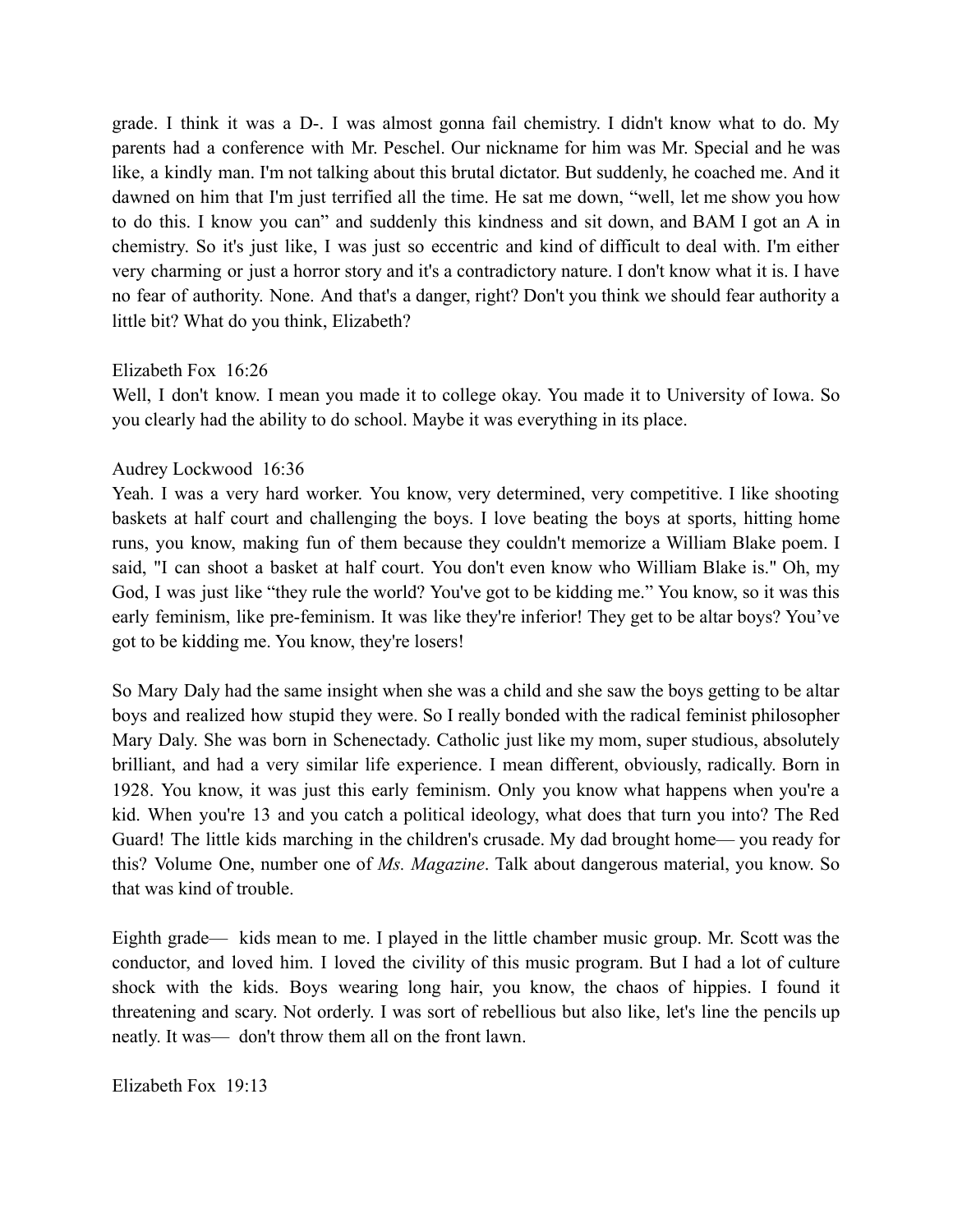grade. I think it was a D-. I was almost gonna fail chemistry. I didn't know what to do. My parents had a conference with Mr. Peschel. Our nickname for him was Mr. Special and he was like, a kindly man. I'm not talking about this brutal dictator. But suddenly, he coached me. And it dawned on him that I'm just terrified all the time. He sat me down, "well, let me show you how to do this. I know you can" and suddenly this kindness and sit down, and BAM I got an A in chemistry. So it's just like, I was just so eccentric and kind of difficult to deal with. I'm either very charming or just a horror story and it's a contradictory nature. I don't know what it is. I have no fear of authority. None. And that's a danger, right? Don't you think we should fear authority a little bit? What do you think, Elizabeth?

Elizabeth Fox 16:26
Well, I don't know. I mean you made it to college okay. You made it to University of Iowa. So you clearly had the ability to do school. Maybe it was everything in its place.

Audrey Lockwood 16:36
Yeah. I was a very hard worker. You know, very determined, very competitive. I like shooting baskets at half court and challenging the boys. I love beating the boys at sports, hitting home runs, you know, making fun of them because they couldn't memorize a William Blake poem. I said, "I can shoot a basket at half court. You don't even know who William Blake is." Oh, my God, I was just like "they rule the world? You've got to be kidding me." You know, so it was this early feminism, like pre-feminism. It was like they're inferior! They get to be altar boys? You've got to be kidding me. You know, they're losers!

So Mary Daly had the same insight when she was a child and she saw the boys getting to be altar boys and realized how stupid they were. So I really bonded with the radical feminist philosopher Mary Daly. She was born in Schenectady. Catholic just like my mom, super studious, absolutely brilliant, and had a very similar life experience. I mean different, obviously, radically. Born in 1928. You know, it was just this early feminism. Only you know what happens when you're a kid. When you're 13 and you catch a political ideology, what does that turn you into? The Red Guard! The little kids marching in the children's crusade. My dad brought home— you ready for this? Volume One, number one of *Ms. Magazine*. Talk about dangerous material, you know. So that was kind of trouble.

Eighth grade— kids mean to me. I played in the little chamber music group. Mr. Scott was the conductor, and loved him. I loved the civility of this music program. But I had a lot of culture shock with the kids. Boys wearing long hair, you know, the chaos of hippies. I found it threatening and scary. Not orderly. I was sort of rebellious but also like, let's line the pencils up neatly. It was— don't throw them all on the front lawn.

Elizabeth Fox 19:13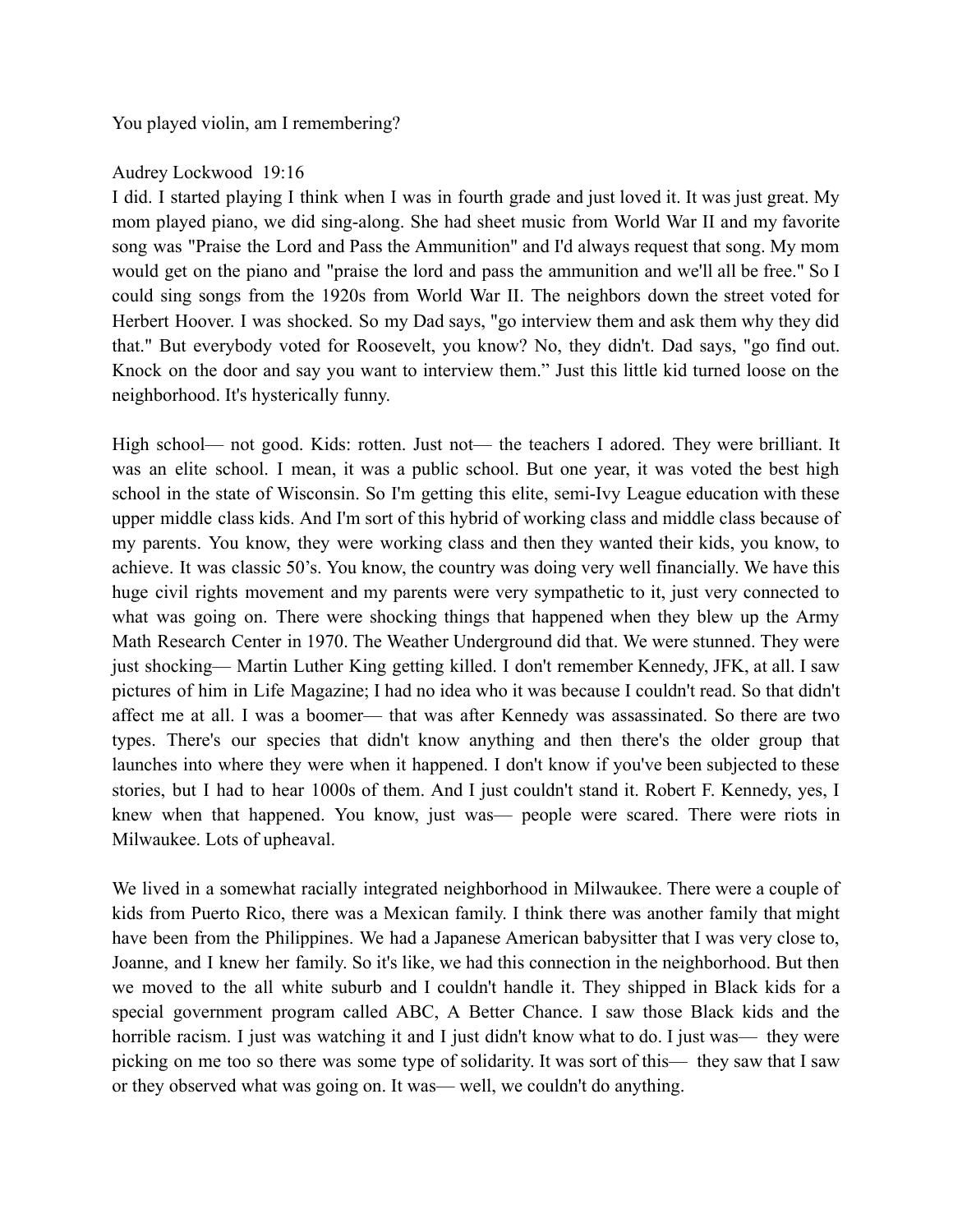You played violin, am I remembering?

Audrey Lockwood 19:16
I did. I started playing I think when I was in fourth grade and just loved it. It was just great. My mom played piano, we did sing-along. She had sheet music from World War II and my favorite song was "Praise the Lord and Pass the Ammunition" and I'd always request that song. My mom would get on the piano and "praise the lord and pass the ammunition and we'll all be free." So I could sing songs from the 1920s from World War II. The neighbors down the street voted for Herbert Hoover. I was shocked. So my Dad says, "go interview them and ask them why they did that." But everybody voted for Roosevelt, you know? No, they didn't. Dad says, "go find out. Knock on the door and say you want to interview them." Just this little kid turned loose on the neighborhood. It's hysterically funny.

High school— not good. Kids: rotten. Just not— the teachers I adored. They were brilliant. It was an elite school. I mean, it was a public school. But one year, it was voted the best high school in the state of Wisconsin. So I'm getting this elite, semi-Ivy League education with these upper middle class kids. And I'm sort of this hybrid of working class and middle class because of my parents. You know, they were working class and then they wanted their kids, you know, to achieve. It was classic 50's. You know, the country was doing very well financially. We have this huge civil rights movement and my parents were very sympathetic to it, just very connected to what was going on. There were shocking things that happened when they blew up the Army Math Research Center in 1970. The Weather Underground did that. We were stunned. They were just shocking— Martin Luther King getting killed. I don't remember Kennedy, JFK, at all. I saw pictures of him in Life Magazine; I had no idea who it was because I couldn't read. So that didn't affect me at all. I was a boomer— that was after Kennedy was assassinated. So there are two types. There's our species that didn't know anything and then there's the older group that launches into where they were when it happened. I don't know if you've been subjected to these stories, but I had to hear 1000s of them. And I just couldn't stand it. Robert F. Kennedy, yes, I knew when that happened. You know, just was— people were scared. There were riots in Milwaukee. Lots of upheaval.

We lived in a somewhat racially integrated neighborhood in Milwaukee. There were a couple of kids from Puerto Rico, there was a Mexican family. I think there was another family that might have been from the Philippines. We had a Japanese American babysitter that I was very close to, Joanne, and I knew her family. So it's like, we had this connection in the neighborhood. But then we moved to the all white suburb and I couldn't handle it. They shipped in Black kids for a special government program called ABC, A Better Chance. I saw those Black kids and the horrible racism. I just was watching it and I just didn't know what to do. I just was— they were picking on me too so there was some type of solidarity. It was sort of this— they saw that I saw or they observed what was going on. It was— well, we couldn't do anything.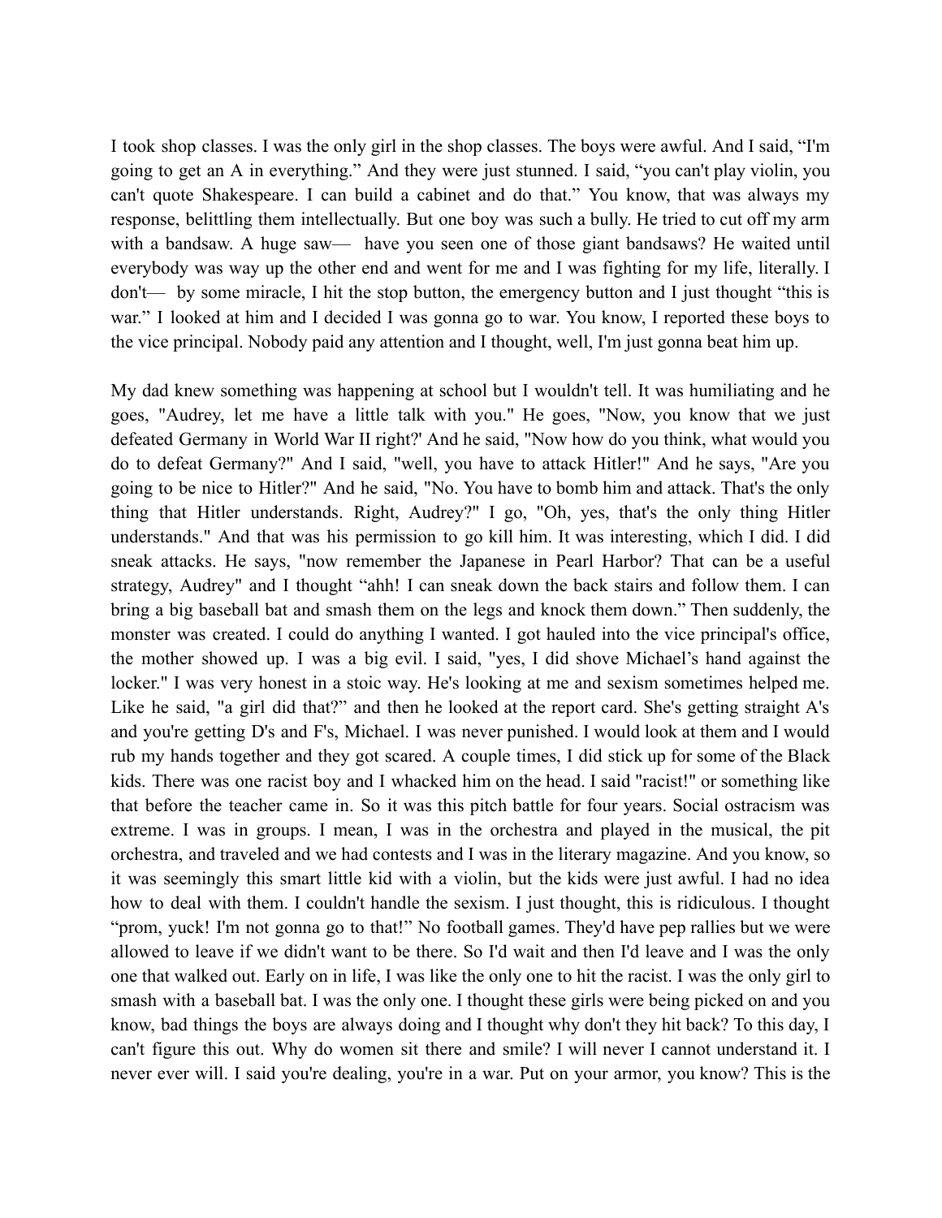I took shop classes. I was the only girl in the shop classes. The boys were awful. And I said, “I'm going to get an A in everything.” And they were just stunned. I said, “you can't play violin, you can't quote Shakespeare. I can build a cabinet and do that.” You know, that was always my response, belittling them intellectually. But one boy was such a bully. He tried to cut off my arm with a bandsaw. A huge saw— have you seen one of those giant bandsaws? He waited until everybody was way up the other end and went for me and I was fighting for my life, literally. I don't— by some miracle, I hit the stop button, the emergency button and I just thought “this is war.” I looked at him and I decided I was gonna go to war. You know, I reported these boys to the vice principal. Nobody paid any attention and I thought, well, I'm just gonna beat him up.

My dad knew something was happening at school but I wouldn't tell. It was humiliating and he goes, "Audrey, let me have a little talk with you." He goes, "Now, you know that we just defeated Germany in World War II right?' And he said, "Now how do you think, what would you do to defeat Germany?" And I said, "well, you have to attack Hitler!" And he says, "Are you going to be nice to Hitler?" And he said, "No. You have to bomb him and attack. That's the only thing that Hitler understands. Right, Audrey?" I go, "Oh, yes, that's the only thing Hitler understands." And that was his permission to go kill him. It was interesting, which I did. I did sneak attacks. He says, "now remember the Japanese in Pearl Harbor? That can be a useful strategy, Audrey" and I thought “ahh! I can sneak down the back stairs and follow them. I can bring a big baseball bat and smash them on the legs and knock them down.” Then suddenly, the monster was created. I could do anything I wanted. I got hauled into the vice principal's office, the mother showed up. I was a big evil. I said, "yes, I did shove Michael’s hand against the locker." I was very honest in a stoic way. He's looking at me and sexism sometimes helped me. Like he said, "a girl did that?” and then he looked at the report card. She's getting straight A's and you're getting D's and F's, Michael. I was never punished. I would look at them and I would rub my hands together and they got scared. A couple times, I did stick up for some of the Black kids. There was one racist boy and I whacked him on the head. I said "racist!" or something like that before the teacher came in. So it was this pitch battle for four years. Social ostracism was extreme. I was in groups. I mean, I was in the orchestra and played in the musical, the pit orchestra, and traveled and we had contests and I was in the literary magazine. And you know, so it was seemingly this smart little kid with a violin, but the kids were just awful. I had no idea how to deal with them. I couldn't handle the sexism. I just thought, this is ridiculous. I thought “prom, yuck! I'm not gonna go to that!” No football games. They'd have pep rallies but we were allowed to leave if we didn't want to be there. So I'd wait and then I'd leave and I was the only one that walked out. Early on in life, I was like the only one to hit the racist. I was the only girl to smash with a baseball bat. I was the only one. I thought these girls were being picked on and you know, bad things the boys are always doing and I thought why don't they hit back? To this day, I can't figure this out. Why do women sit there and smile? I will never I cannot understand it. I never ever will. I said you're dealing, you're in a war. Put on your armor, you know? This is the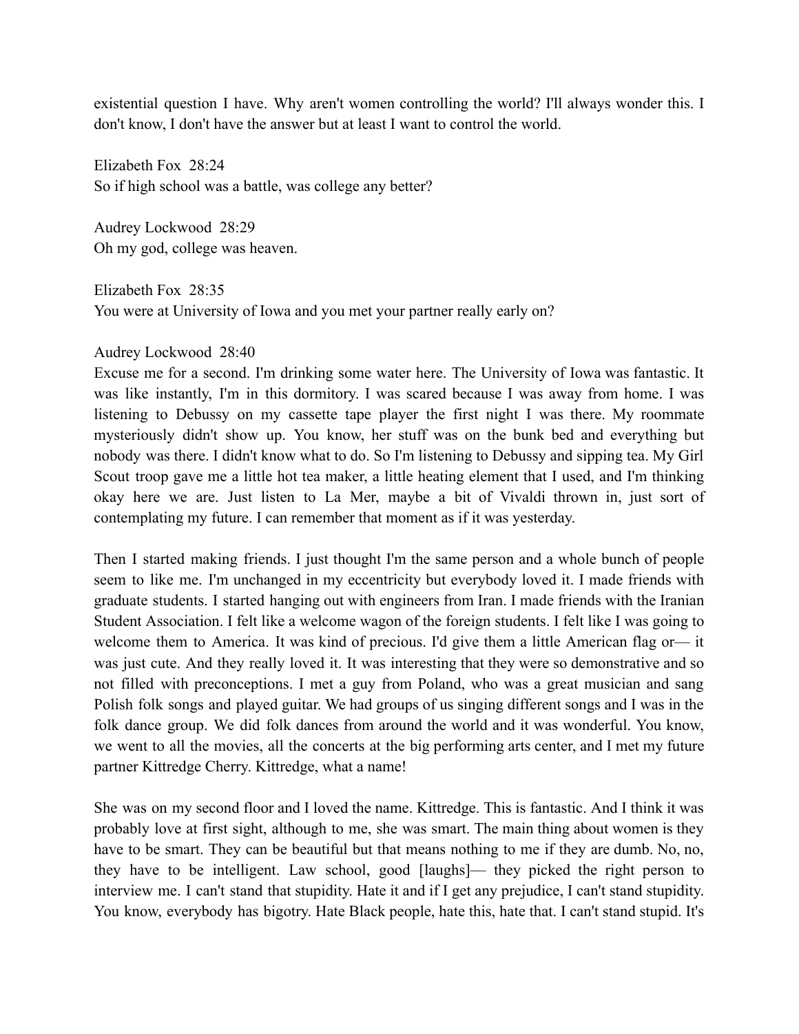existential question I have. Why aren't women controlling the world? I'll always wonder this. I don't know, I don't have the answer but at least I want to control the world.

Elizabeth Fox 28:24
So if high school was a battle, was college any better?

Audrey Lockwood 28:29
Oh my god, college was heaven.

Elizabeth Fox 28:35
You were at University of Iowa and you met your partner really early on?

Audrey Lockwood 28:40
Excuse me for a second. I'm drinking some water here. The University of Iowa was fantastic. It was like instantly, I'm in this dormitory. I was scared because I was away from home. I was listening to Debussy on my cassette tape player the first night I was there. My roommate mysteriously didn't show up. You know, her stuff was on the bunk bed and everything but nobody was there. I didn't know what to do. So I'm listening to Debussy and sipping tea. My Girl Scout troop gave me a little hot tea maker, a little heating element that I used, and I'm thinking okay here we are. Just listen to La Mer, maybe a bit of Vivaldi thrown in, just sort of contemplating my future. I can remember that moment as if it was yesterday.

Then I started making friends. I just thought I'm the same person and a whole bunch of people seem to like me. I'm unchanged in my eccentricity but everybody loved it. I made friends with graduate students. I started hanging out with engineers from Iran. I made friends with the Iranian Student Association. I felt like a welcome wagon of the foreign students. I felt like I was going to welcome them to America. It was kind of precious. I'd give them a little American flag or— it was just cute. And they really loved it. It was interesting that they were so demonstrative and so not filled with preconceptions. I met a guy from Poland, who was a great musician and sang Polish folk songs and played guitar. We had groups of us singing different songs and I was in the folk dance group. We did folk dances from around the world and it was wonderful. You know, we went to all the movies, all the concerts at the big performing arts center, and I met my future partner Kittredge Cherry. Kittredge, what a name!

She was on my second floor and I loved the name. Kittredge. This is fantastic. And I think it was probably love at first sight, although to me, she was smart. The main thing about women is they have to be smart. They can be beautiful but that means nothing to me if they are dumb. No, no, they have to be intelligent. Law school, good [laughs]— they picked the right person to interview me. I can't stand that stupidity. Hate it and if I get any prejudice, I can't stand stupidity. You know, everybody has bigotry. Hate Black people, hate this, hate that. I can't stand stupid. It's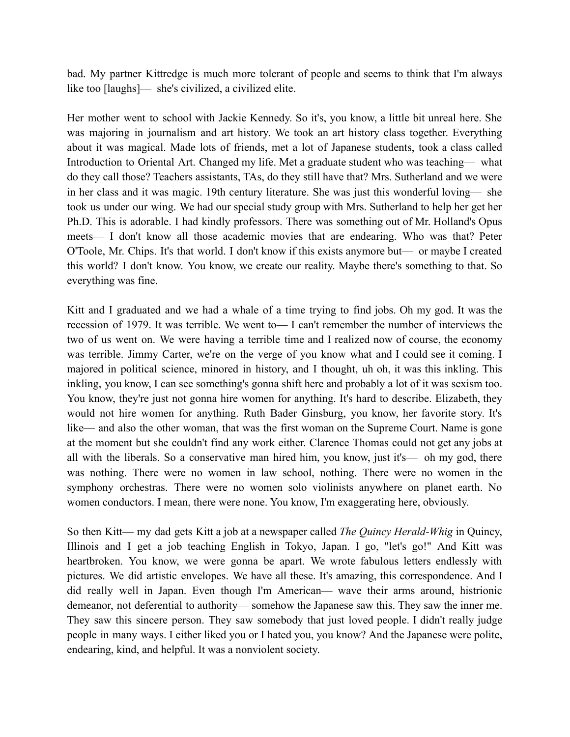bad. My partner Kittredge is much more tolerant of people and seems to think that I'm always like too [laughs]— she's civilized, a civilized elite.

Her mother went to school with Jackie Kennedy. So it's, you know, a little bit unreal here. She was majoring in journalism and art history. We took an art history class together. Everything about it was magical. Made lots of friends, met a lot of Japanese students, took a class called Introduction to Oriental Art. Changed my life. Met a graduate student who was teaching— what do they call those? Teachers assistants, TAs, do they still have that? Mrs. Sutherland and we were in her class and it was magic. 19th century literature. She was just this wonderful loving— she took us under our wing. We had our special study group with Mrs. Sutherland to help her get her Ph.D. This is adorable. I had kindly professors. There was something out of Mr. Holland's Opus meets— I don't know all those academic movies that are endearing. Who was that? Peter O'Toole, Mr. Chips. It's that world. I don't know if this exists anymore but— or maybe I created this world? I don't know. You know, we create our reality. Maybe there's something to that. So everything was fine.

Kitt and I graduated and we had a whale of a time trying to find jobs. Oh my god. It was the recession of 1979. It was terrible. We went to— I can't remember the number of interviews the two of us went on. We were having a terrible time and I realized now of course, the economy was terrible. Jimmy Carter, we're on the verge of you know what and I could see it coming. I majored in political science, minored in history, and I thought, uh oh, it was this inkling. This inkling, you know, I can see something's gonna shift here and probably a lot of it was sexism too. You know, they're just not gonna hire women for anything. It's hard to describe. Elizabeth, they would not hire women for anything. Ruth Bader Ginsburg, you know, her favorite story. It's like— and also the other woman, that was the first woman on the Supreme Court. Name is gone at the moment but she couldn't find any work either. Clarence Thomas could not get any jobs at all with the liberals. So a conservative man hired him, you know, just it's— oh my god, there was nothing. There were no women in law school, nothing. There were no women in the symphony orchestras. There were no women solo violinists anywhere on planet earth. No women conductors. I mean, there were none. You know, I'm exaggerating here, obviously.

So then Kitt— my dad gets Kitt a job at a newspaper called *The Quincy Herald-Whig* in Quincy, Illinois and I get a job teaching English in Tokyo, Japan. I go, "let's go!" And Kitt was heartbroken. You know, we were gonna be apart. We wrote fabulous letters endlessly with pictures. We did artistic envelopes. We have all these. It's amazing, this correspondence. And I did really well in Japan. Even though I'm American— wave their arms around, histrionic demeanor, not deferential to authority— somehow the Japanese saw this. They saw the inner me. They saw this sincere person. They saw somebody that just loved people. I didn't really judge people in many ways. I either liked you or I hated you, you know? And the Japanese were polite, endearing, kind, and helpful. It was a nonviolent society.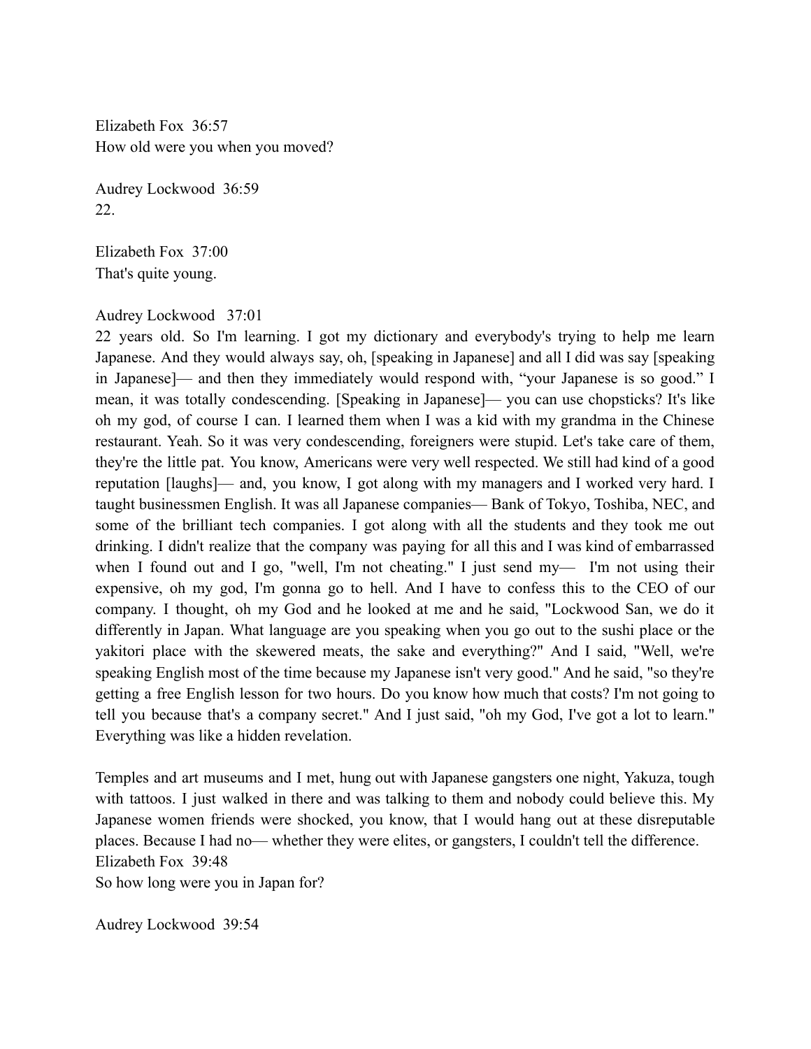Elizabeth Fox 36:57
How old were you when you moved?

Audrey Lockwood 36:59
22.

Elizabeth Fox 37:00
That's quite young.

Audrey Lockwood 37:01
22 years old. So I'm learning. I got my dictionary and everybody's trying to help me learn Japanese. And they would always say, oh, [speaking in Japanese] and all I did was say [speaking in Japanese]— and then they immediately would respond with, "your Japanese is so good." I mean, it was totally condescending. [Speaking in Japanese]— you can use chopsticks? It's like oh my god, of course I can. I learned them when I was a kid with my grandma in the Chinese restaurant. Yeah. So it was very condescending, foreigners were stupid. Let's take care of them, they're the little pat. You know, Americans were very well respected. We still had kind of a good reputation [laughs]— and, you know, I got along with my managers and I worked very hard. I taught businessmen English. It was all Japanese companies— Bank of Tokyo, Toshiba, NEC, and some of the brilliant tech companies. I got along with all the students and they took me out drinking. I didn't realize that the company was paying for all this and I was kind of embarrassed when I found out and I go, "well, I'm not cheating." I just send my— I'm not using their expensive, oh my god, I'm gonna go to hell. And I have to confess this to the CEO of our company. I thought, oh my God and he looked at me and he said, "Lockwood San, we do it differently in Japan. What language are you speaking when you go out to the sushi place or the yakitori place with the skewered meats, the sake and everything?" And I said, "Well, we're speaking English most of the time because my Japanese isn't very good." And he said, "so they're getting a free English lesson for two hours. Do you know how much that costs? I'm not going to tell you because that's a company secret." And I just said, "oh my God, I've got a lot to learn." Everything was like a hidden revelation.

Temples and art museums and I met, hung out with Japanese gangsters one night, Yakuza, tough with tattoos. I just walked in there and was talking to them and nobody could believe this. My Japanese women friends were shocked, you know, that I would hang out at these disreputable places. Because I had no— whether they were elites, or gangsters, I couldn't tell the difference.

Elizabeth Fox 39:48
So how long were you in Japan for?

Audrey Lockwood 39:54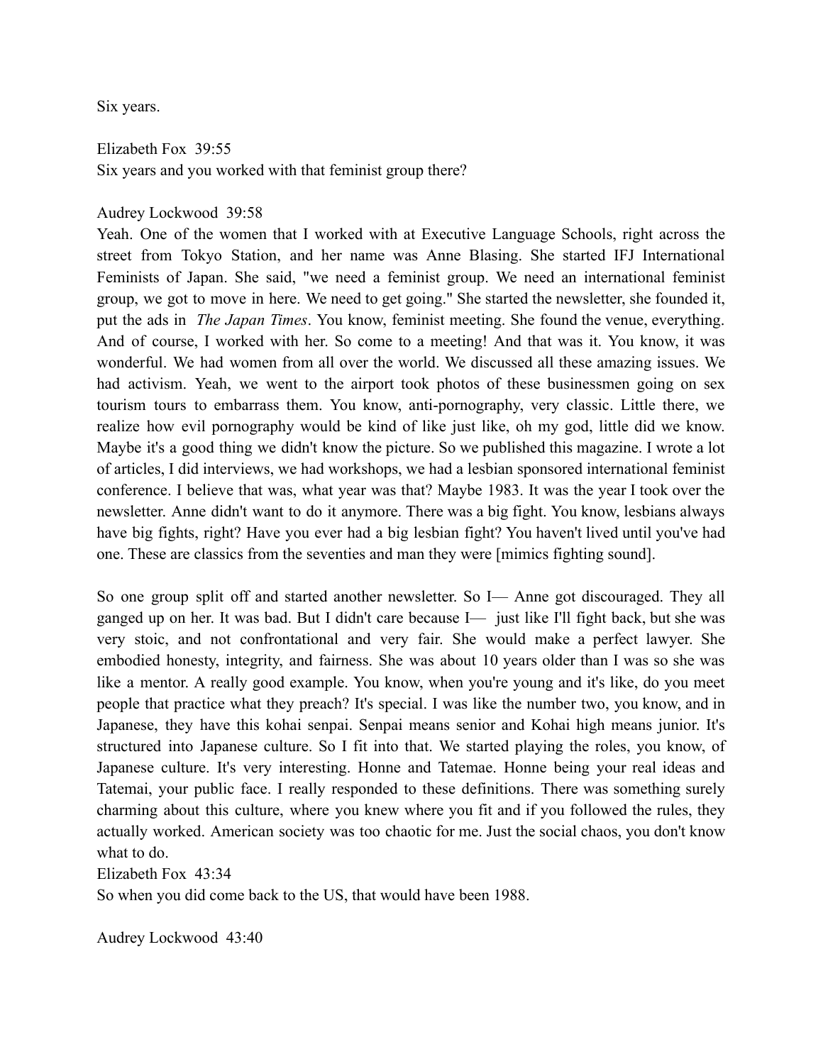Six years.

Elizabeth Fox  39:55
Six years and you worked with that feminist group there?

Audrey Lockwood  39:58
Yeah. One of the women that I worked with at Executive Language Schools, right across the street from Tokyo Station, and her name was Anne Blasing. She started IFJ International Feminists of Japan. She said, "we need a feminist group. We need an international feminist group, we got to move in here. We need to get going." She started the newsletter, she founded it, put the ads in *The Japan Times*. You know, feminist meeting. She found the venue, everything. And of course, I worked with her. So come to a meeting! And that was it. You know, it was wonderful. We had women from all over the world. We discussed all these amazing issues. We had activism. Yeah, we went to the airport took photos of these businessmen going on sex tourism tours to embarrass them. You know, anti-pornography, very classic. Little there, we realize how evil pornography would be kind of like just like, oh my god, little did we know. Maybe it's a good thing we didn't know the picture. So we published this magazine. I wrote a lot of articles, I did interviews, we had workshops, we had a lesbian sponsored international feminist conference. I believe that was, what year was that? Maybe 1983. It was the year I took over the newsletter. Anne didn't want to do it anymore. There was a big fight. You know, lesbians always have big fights, right? Have you ever had a big lesbian fight? You haven't lived until you've had one. These are classics from the seventies and man they were [mimics fighting sound].

So one group split off and started another newsletter. So I— Anne got discouraged. They all ganged up on her. It was bad. But I didn't care because I— just like I'll fight back, but she was very stoic, and not confrontational and very fair. She would make a perfect lawyer. She embodied honesty, integrity, and fairness. She was about 10 years older than I was so she was like a mentor. A really good example. You know, when you're young and it's like, do you meet people that practice what they preach? It's special. I was like the number two, you know, and in Japanese, they have this kohai senpai. Senpai means senior and Kohai high means junior. It's structured into Japanese culture. So I fit into that. We started playing the roles, you know, of Japanese culture. It's very interesting. Honne and Tatemae. Honne being your real ideas and Tatemai, your public face. I really responded to these definitions. There was something surely charming about this culture, where you knew where you fit and if you followed the rules, they actually worked. American society was too chaotic for me. Just the social chaos, you don't know what to do.

Elizabeth Fox  43:34
So when you did come back to the US, that would have been 1988.

Audrey Lockwood  43:40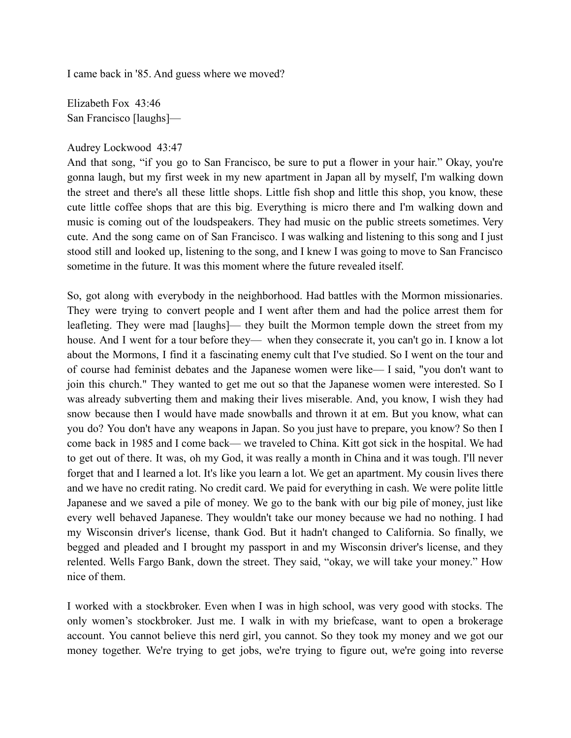I came back in '85. And guess where we moved?

Elizabeth Fox 43:46
San Francisco [laughs]—

Audrey Lockwood 43:47
And that song, "if you go to San Francisco, be sure to put a flower in your hair." Okay, you're gonna laugh, but my first week in my new apartment in Japan all by myself, I'm walking down the street and there's all these little shops. Little fish shop and little this shop, you know, these cute little coffee shops that are this big. Everything is micro there and I'm walking down and music is coming out of the loudspeakers. They had music on the public streets sometimes. Very cute. And the song came on of San Francisco. I was walking and listening to this song and I just stood still and looked up, listening to the song, and I knew I was going to move to San Francisco sometime in the future. It was this moment where the future revealed itself.

So, got along with everybody in the neighborhood. Had battles with the Mormon missionaries. They were trying to convert people and I went after them and had the police arrest them for leafleting. They were mad [laughs]— they built the Mormon temple down the street from my house. And I went for a tour before they— when they consecrate it, you can't go in. I know a lot about the Mormons, I find it a fascinating enemy cult that I've studied. So I went on the tour and of course had feminist debates and the Japanese women were like— I said, "you don't want to join this church." They wanted to get me out so that the Japanese women were interested. So I was already subverting them and making their lives miserable. And, you know, I wish they had snow because then I would have made snowballs and thrown it at em. But you know, what can you do? You don't have any weapons in Japan. So you just have to prepare, you know? So then I come back in 1985 and I come back— we traveled to China. Kitt got sick in the hospital. We had to get out of there. It was, oh my God, it was really a month in China and it was tough. I'll never forget that and I learned a lot. It's like you learn a lot. We get an apartment. My cousin lives there and we have no credit rating. No credit card. We paid for everything in cash. We were polite little Japanese and we saved a pile of money. We go to the bank with our big pile of money, just like every well behaved Japanese. They wouldn't take our money because we had no nothing. I had my Wisconsin driver's license, thank God. But it hadn't changed to California. So finally, we begged and pleaded and I brought my passport in and my Wisconsin driver's license, and they relented. Wells Fargo Bank, down the street. They said, "okay, we will take your money." How nice of them.

I worked with a stockbroker. Even when I was in high school, was very good with stocks. The only women's stockbroker. Just me. I walk in with my briefcase, want to open a brokerage account. You cannot believe this nerd girl, you cannot. So they took my money and we got our money together. We're trying to get jobs, we're trying to figure out, we're going into reverse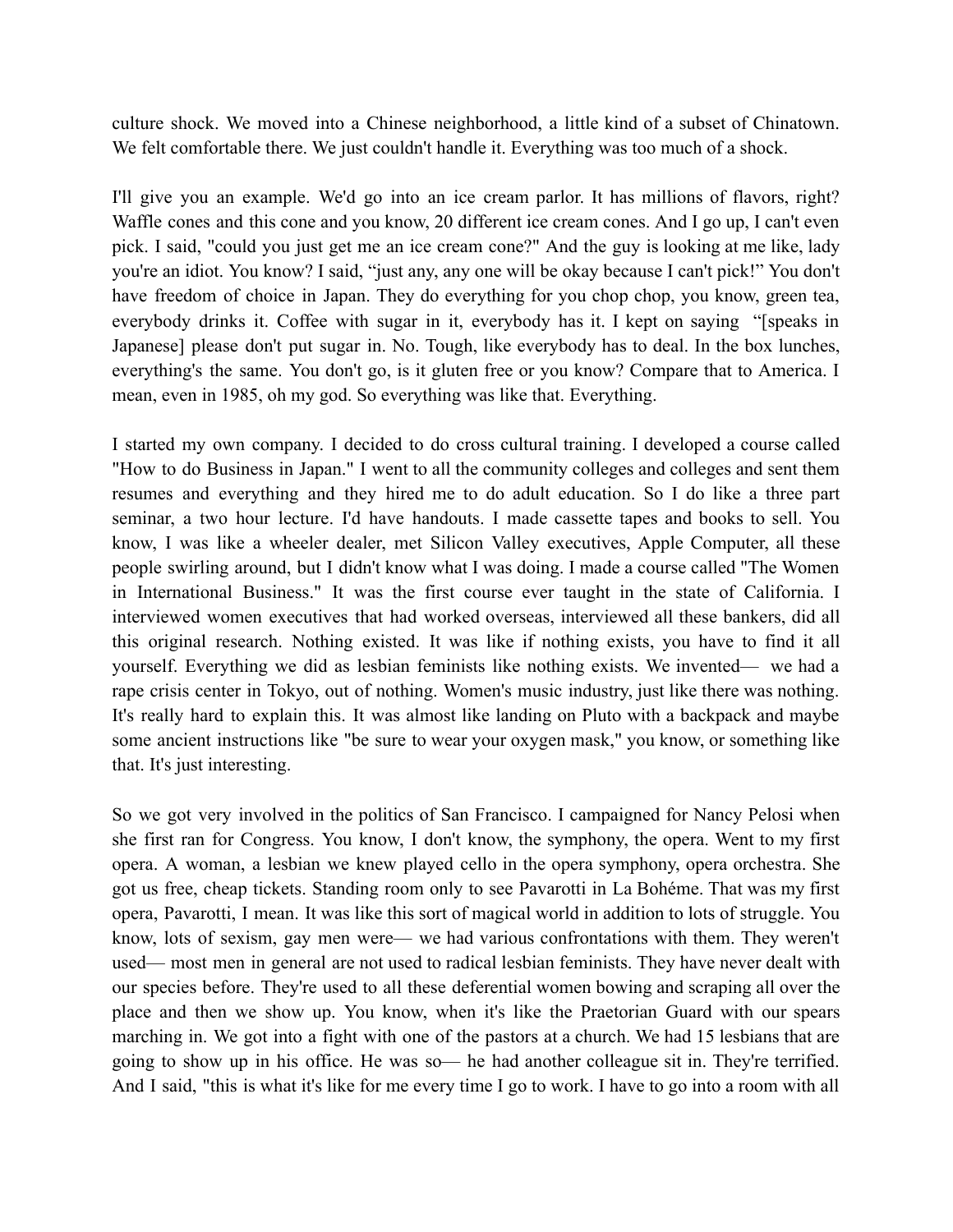culture shock. We moved into a Chinese neighborhood, a little kind of a subset of Chinatown. We felt comfortable there. We just couldn't handle it. Everything was too much of a shock.

I'll give you an example. We'd go into an ice cream parlor. It has millions of flavors, right? Waffle cones and this cone and you know, 20 different ice cream cones. And I go up, I can't even pick. I said, "could you just get me an ice cream cone?" And the guy is looking at me like, lady you're an idiot. You know? I said, "just any, any one will be okay because I can't pick!" You don't have freedom of choice in Japan. They do everything for you chop chop, you know, green tea, everybody drinks it. Coffee with sugar in it, everybody has it. I kept on saying "[speaks in Japanese] please don't put sugar in. No. Tough, like everybody has to deal. In the box lunches, everything's the same. You don't go, is it gluten free or you know? Compare that to America. I mean, even in 1985, oh my god. So everything was like that. Everything.

I started my own company. I decided to do cross cultural training. I developed a course called "How to do Business in Japan." I went to all the community colleges and colleges and sent them resumes and everything and they hired me to do adult education. So I do like a three part seminar, a two hour lecture. I'd have handouts. I made cassette tapes and books to sell. You know, I was like a wheeler dealer, met Silicon Valley executives, Apple Computer, all these people swirling around, but I didn't know what I was doing. I made a course called "The Women in International Business." It was the first course ever taught in the state of California. I interviewed women executives that had worked overseas, interviewed all these bankers, did all this original research. Nothing existed. It was like if nothing exists, you have to find it all yourself. Everything we did as lesbian feminists like nothing exists. We invented— we had a rape crisis center in Tokyo, out of nothing. Women's music industry, just like there was nothing. It's really hard to explain this. It was almost like landing on Pluto with a backpack and maybe some ancient instructions like "be sure to wear your oxygen mask," you know, or something like that. It's just interesting.

So we got very involved in the politics of San Francisco. I campaigned for Nancy Pelosi when she first ran for Congress. You know, I don't know, the symphony, the opera. Went to my first opera. A woman, a lesbian we knew played cello in the opera symphony, opera orchestra. She got us free, cheap tickets. Standing room only to see Pavarotti in La Bohéme. That was my first opera, Pavarotti, I mean. It was like this sort of magical world in addition to lots of struggle. You know, lots of sexism, gay men were— we had various confrontations with them. They weren't used— most men in general are not used to radical lesbian feminists. They have never dealt with our species before. They're used to all these deferential women bowing and scraping all over the place and then we show up. You know, when it's like the Praetorian Guard with our spears marching in. We got into a fight with one of the pastors at a church. We had 15 lesbians that are going to show up in his office. He was so— he had another colleague sit in. They're terrified. And I said, "this is what it's like for me every time I go to work. I have to go into a room with all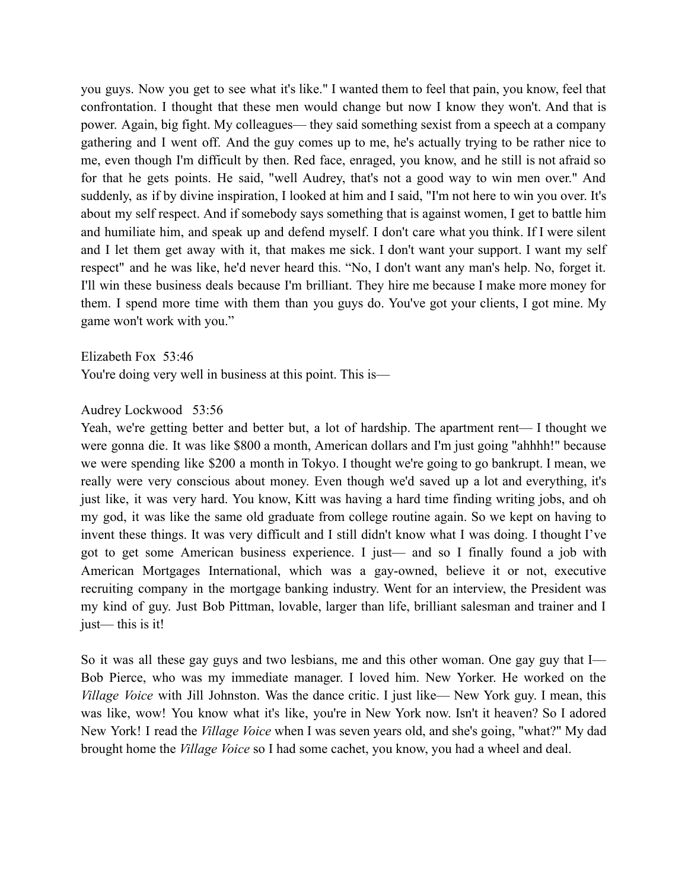you guys. Now you get to see what it's like." I wanted them to feel that pain, you know, feel that confrontation. I thought that these men would change but now I know they won't. And that is power. Again, big fight. My colleagues— they said something sexist from a speech at a company gathering and I went off. And the guy comes up to me, he's actually trying to be rather nice to me, even though I'm difficult by then. Red face, enraged, you know, and he still is not afraid so for that he gets points. He said, "well Audrey, that's not a good way to win men over." And suddenly, as if by divine inspiration, I looked at him and I said, "I'm not here to win you over. It's about my self respect. And if somebody says something that is against women, I get to battle him and humiliate him, and speak up and defend myself. I don't care what you think. If I were silent and I let them get away with it, that makes me sick. I don't want your support. I want my self respect" and he was like, he'd never heard this. "No, I don't want any man's help. No, forget it. I'll win these business deals because I'm brilliant. They hire me because I make more money for them. I spend more time with them than you guys do. You've got your clients, I got mine. My game won't work with you."

Elizabeth Fox 53:46
You're doing very well in business at this point. This is—

Audrey Lockwood 53:56
Yeah, we're getting better and better but, a lot of hardship. The apartment rent— I thought we were gonna die. It was like $800 a month, American dollars and I'm just going "ahhhh!" because we were spending like $200 a month in Tokyo. I thought we're going to go bankrupt. I mean, we really were very conscious about money. Even though we'd saved up a lot and everything, it's just like, it was very hard. You know, Kitt was having a hard time finding writing jobs, and oh my god, it was like the same old graduate from college routine again. So we kept on having to invent these things. It was very difficult and I still didn't know what I was doing. I thought I've got to get some American business experience. I just— and so I finally found a job with American Mortgages International, which was a gay-owned, believe it or not, executive recruiting company in the mortgage banking industry. Went for an interview, the President was my kind of guy. Just Bob Pittman, lovable, larger than life, brilliant salesman and trainer and I just— this is it!

So it was all these gay guys and two lesbians, me and this other woman. One gay guy that I— Bob Pierce, who was my immediate manager. I loved him. New Yorker. He worked on the *Village Voice* with Jill Johnston. Was the dance critic. I just like— New York guy. I mean, this was like, wow! You know what it's like, you're in New York now. Isn't it heaven? So I adored New York! I read the *Village Voice* when I was seven years old, and she's going, "what?" My dad brought home the *Village Voice* so I had some cachet, you know, you had a wheel and deal.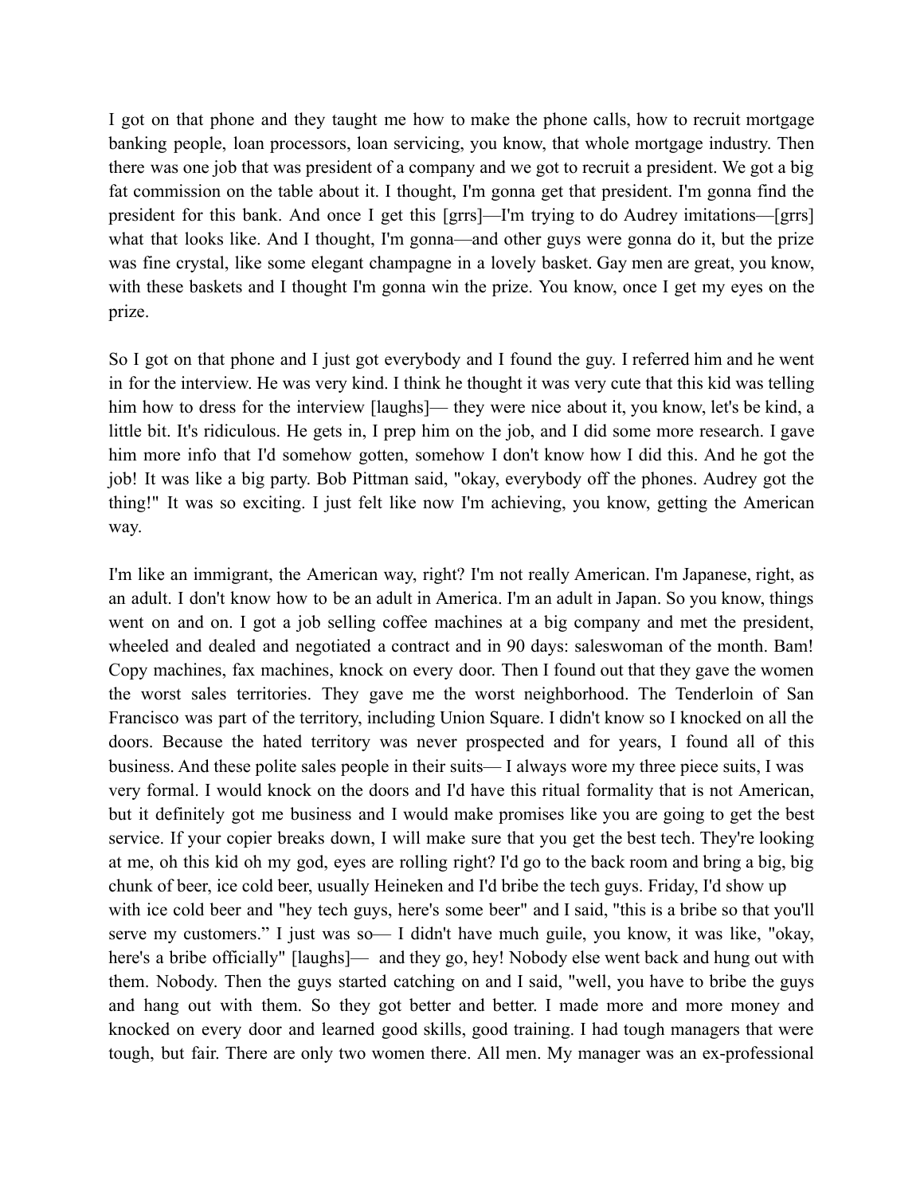I got on that phone and they taught me how to make the phone calls, how to recruit mortgage banking people, loan processors, loan servicing, you know, that whole mortgage industry. Then there was one job that was president of a company and we got to recruit a president. We got a big fat commission on the table about it. I thought, I'm gonna get that president. I'm gonna find the president for this bank. And once I get this [grrs]—I'm trying to do Audrey imitations—[grrs] what that looks like. And I thought, I'm gonna—and other guys were gonna do it, but the prize was fine crystal, like some elegant champagne in a lovely basket. Gay men are great, you know, with these baskets and I thought I'm gonna win the prize. You know, once I get my eyes on the prize.

So I got on that phone and I just got everybody and I found the guy. I referred him and he went in for the interview. He was very kind. I think he thought it was very cute that this kid was telling him how to dress for the interview [laughs]— they were nice about it, you know, let's be kind, a little bit. It's ridiculous. He gets in, I prep him on the job, and I did some more research. I gave him more info that I'd somehow gotten, somehow I don't know how I did this. And he got the job! It was like a big party. Bob Pittman said, "okay, everybody off the phones. Audrey got the thing!" It was so exciting. I just felt like now I'm achieving, you know, getting the American way.

I'm like an immigrant, the American way, right? I'm not really American. I'm Japanese, right, as an adult. I don't know how to be an adult in America. I'm an adult in Japan. So you know, things went on and on. I got a job selling coffee machines at a big company and met the president, wheeled and dealed and negotiated a contract and in 90 days: saleswoman of the month. Bam! Copy machines, fax machines, knock on every door. Then I found out that they gave the women the worst sales territories. They gave me the worst neighborhood. The Tenderloin of San Francisco was part of the territory, including Union Square. I didn't know so I knocked on all the doors. Because the hated territory was never prospected and for years, I found all of this business. And these polite sales people in their suits— I always wore my three piece suits, I was very formal. I would knock on the doors and I'd have this ritual formality that is not American, but it definitely got me business and I would make promises like you are going to get the best service. If your copier breaks down, I will make sure that you get the best tech. They're looking at me, oh this kid oh my god, eyes are rolling right? I'd go to the back room and bring a big, big chunk of beer, ice cold beer, usually Heineken and I'd bribe the tech guys. Friday, I'd show up with ice cold beer and "hey tech guys, here's some beer" and I said, "this is a bribe so that you'll serve my customers." I just was so— I didn't have much guile, you know, it was like, "okay, here's a bribe officially" [laughs]— and they go, hey! Nobody else went back and hung out with them. Nobody. Then the guys started catching on and I said, "well, you have to bribe the guys and hang out with them. So they got better and better. I made more and more money and knocked on every door and learned good skills, good training. I had tough managers that were tough, but fair. There are only two women there. All men. My manager was an ex-professional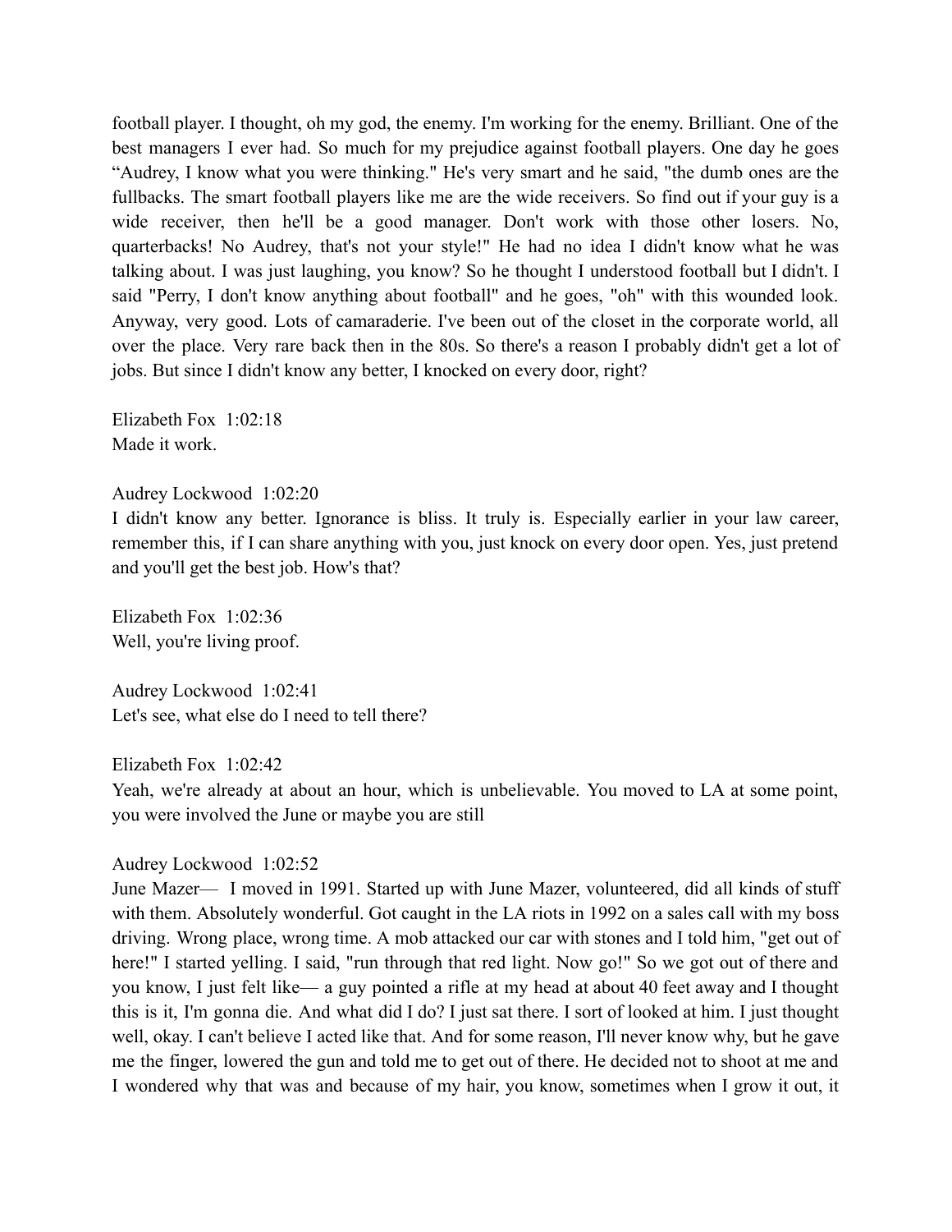football player. I thought, oh my god, the enemy. I'm working for the enemy. Brilliant. One of the best managers I ever had. So much for my prejudice against football players. One day he goes "Audrey, I know what you were thinking." He's very smart and he said, "the dumb ones are the fullbacks. The smart football players like me are the wide receivers. So find out if your guy is a wide receiver, then he'll be a good manager. Don't work with those other losers. No, quarterbacks! No Audrey, that's not your style!" He had no idea I didn't know what he was talking about. I was just laughing, you know? So he thought I understood football but I didn't. I said "Perry, I don't know anything about football" and he goes, "oh" with this wounded look. Anyway, very good. Lots of camaraderie. I've been out of the closet in the corporate world, all over the place. Very rare back then in the 80s. So there's a reason I probably didn't get a lot of jobs. But since I didn't know any better, I knocked on every door, right?

Elizabeth Fox 1:02:18
Made it work.

Audrey Lockwood 1:02:20
I didn't know any better. Ignorance is bliss. It truly is. Especially earlier in your law career, remember this, if I can share anything with you, just knock on every door open. Yes, just pretend and you'll get the best job. How's that?

Elizabeth Fox 1:02:36
Well, you're living proof.

Audrey Lockwood 1:02:41
Let's see, what else do I need to tell there?

Elizabeth Fox 1:02:42
Yeah, we're already at about an hour, which is unbelievable. You moved to LA at some point, you were involved the June or maybe you are still

Audrey Lockwood 1:02:52
June Mazer— I moved in 1991. Started up with June Mazer, volunteered, did all kinds of stuff with them. Absolutely wonderful. Got caught in the LA riots in 1992 on a sales call with my boss driving. Wrong place, wrong time. A mob attacked our car with stones and I told him, "get out of here!" I started yelling. I said, "run through that red light. Now go!" So we got out of there and you know, I just felt like— a guy pointed a rifle at my head at about 40 feet away and I thought this is it, I'm gonna die. And what did I do? I just sat there. I sort of looked at him. I just thought well, okay. I can't believe I acted like that. And for some reason, I'll never know why, but he gave me the finger, lowered the gun and told me to get out of there. He decided not to shoot at me and I wondered why that was and because of my hair, you know, sometimes when I grow it out, it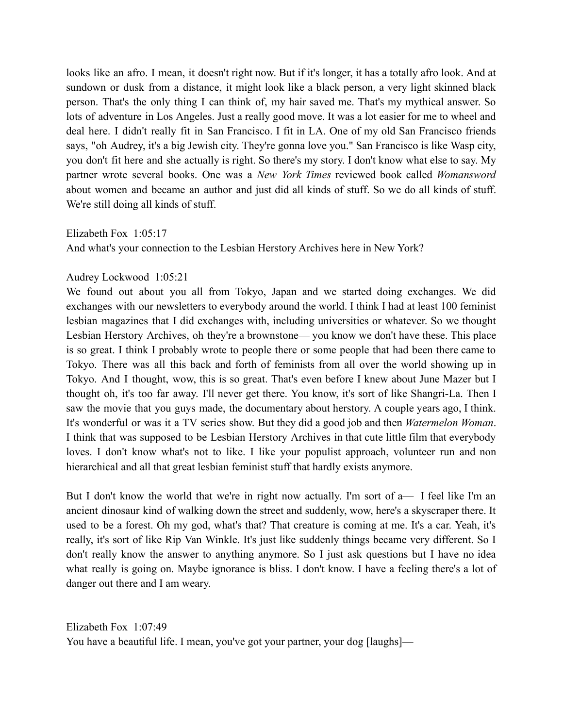looks like an afro. I mean, it doesn't right now. But if it's longer, it has a totally afro look. And at sundown or dusk from a distance, it might look like a black person, a very light skinned black person. That's the only thing I can think of, my hair saved me. That's my mythical answer. So lots of adventure in Los Angeles. Just a really good move. It was a lot easier for me to wheel and deal here. I didn't really fit in San Francisco. I fit in LA. One of my old San Francisco friends says, "oh Audrey, it's a big Jewish city. They're gonna love you." San Francisco is like Wasp city, you don't fit here and she actually is right. So there's my story. I don't know what else to say. My partner wrote several books. One was a *New York Times* reviewed book called *Womansword* about women and became an author and just did all kinds of stuff. So we do all kinds of stuff. We're still doing all kinds of stuff.

Elizabeth Fox 1:05:17
And what's your connection to the Lesbian Herstory Archives here in New York?

Audrey Lockwood 1:05:21
We found out about you all from Tokyo, Japan and we started doing exchanges. We did exchanges with our newsletters to everybody around the world. I think I had at least 100 feminist lesbian magazines that I did exchanges with, including universities or whatever. So we thought Lesbian Herstory Archives, oh they're a brownstone— you know we don't have these. This place is so great. I think I probably wrote to people there or some people that had been there came to Tokyo. There was all this back and forth of feminists from all over the world showing up in Tokyo. And I thought, wow, this is so great. That's even before I knew about June Mazer but I thought oh, it's too far away. I'll never get there. You know, it's sort of like Shangri-La. Then I saw the movie that you guys made, the documentary about herstory. A couple years ago, I think. It's wonderful or was it a TV series show. But they did a good job and then *Watermelon Woman*. I think that was supposed to be Lesbian Herstory Archives in that cute little film that everybody loves. I don't know what's not to like. I like your populist approach, volunteer run and non hierarchical and all that great lesbian feminist stuff that hardly exists anymore.

But I don't know the world that we're in right now actually. I'm sort of a— I feel like I'm an ancient dinosaur kind of walking down the street and suddenly, wow, here's a skyscraper there. It used to be a forest. Oh my god, what's that? That creature is coming at me. It's a car. Yeah, it's really, it's sort of like Rip Van Winkle. It's just like suddenly things became very different. So I don't really know the answer to anything anymore. So I just ask questions but I have no idea what really is going on. Maybe ignorance is bliss. I don't know. I have a feeling there's a lot of danger out there and I am weary.

Elizabeth Fox 1:07:49
You have a beautiful life. I mean, you've got your partner, your dog [laughs]—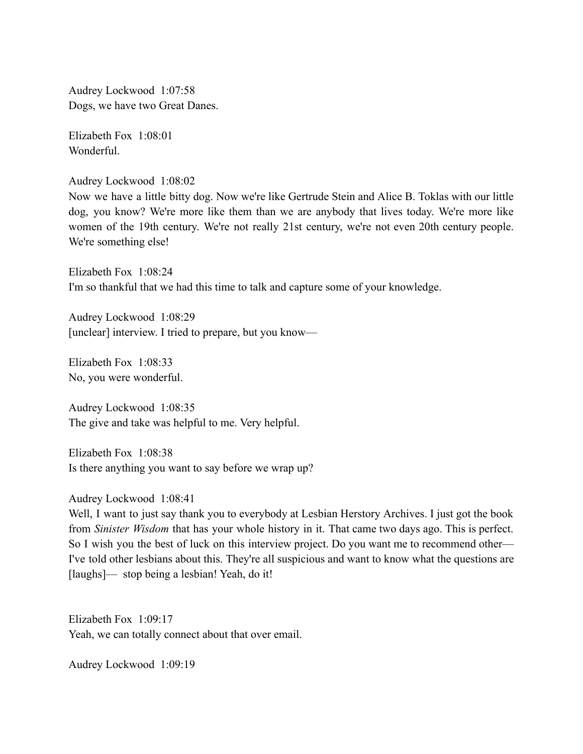Audrey Lockwood  1:07:58
Dogs, we have two Great Danes.

Elizabeth Fox  1:08:01
Wonderful.

Audrey Lockwood  1:08:02
Now we have a little bitty dog. Now we're like Gertrude Stein and Alice B. Toklas with our little dog, you know? We're more like them than we are anybody that lives today. We're more like women of the 19th century. We're not really 21st century, we're not even 20th century people. We're something else!

Elizabeth Fox  1:08:24
I'm so thankful that we had this time to talk and capture some of your knowledge.

Audrey Lockwood  1:08:29
[unclear] interview. I tried to prepare, but you know—

Elizabeth Fox  1:08:33
No, you were wonderful.

Audrey Lockwood  1:08:35
The give and take was helpful to me. Very helpful.

Elizabeth Fox  1:08:38
Is there anything you want to say before we wrap up?

Audrey Lockwood  1:08:41
Well, I want to just say thank you to everybody at Lesbian Herstory Archives. I just got the book from *Sinister Wisdom* that has your whole history in it. That came two days ago. This is perfect. So I wish you the best of luck on this interview project. Do you want me to recommend other— I've told other lesbians about this. They're all suspicious and want to know what the questions are [laughs]— stop being a lesbian! Yeah, do it!

Elizabeth Fox  1:09:17
Yeah, we can totally connect about that over email.

Audrey Lockwood  1:09:19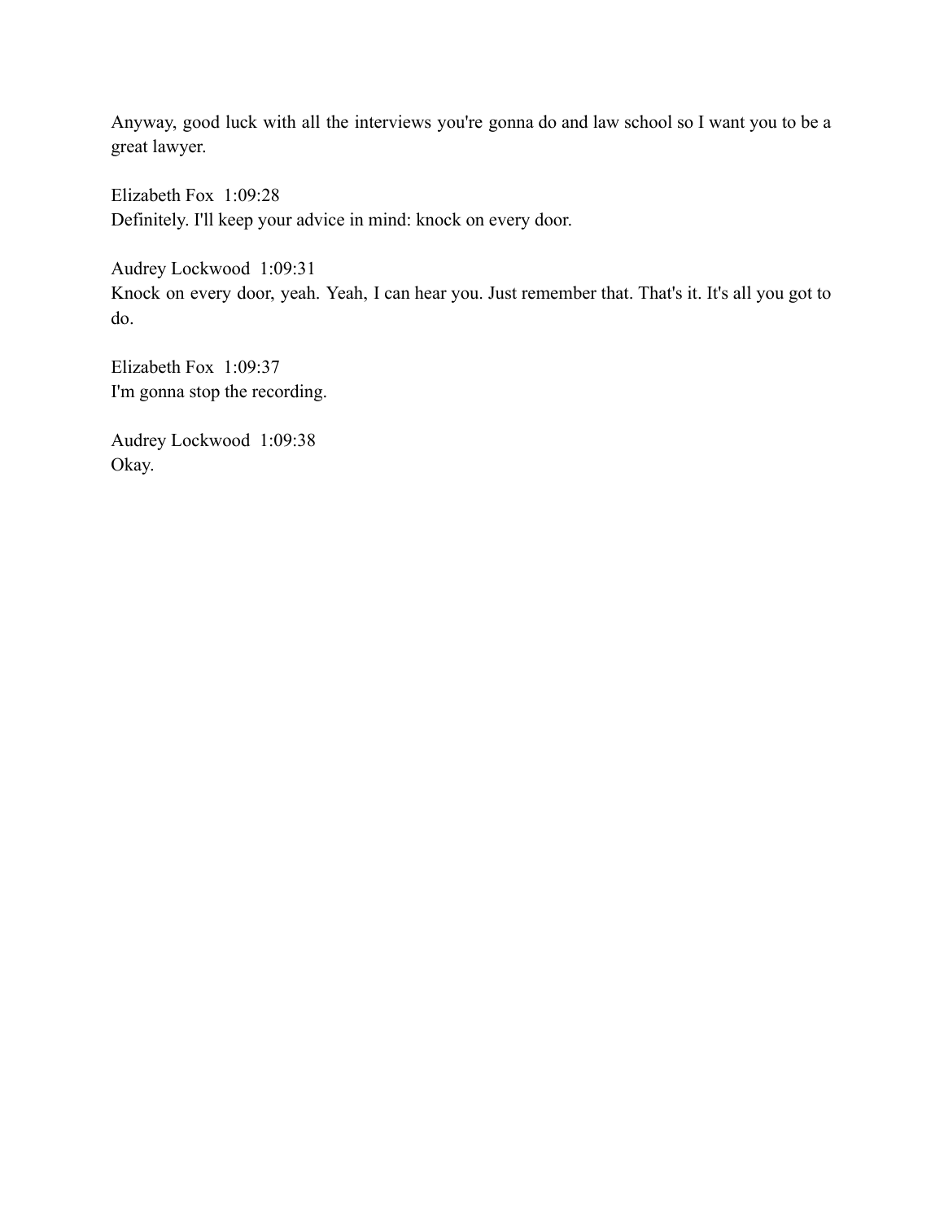Anyway, good luck with all the interviews you're gonna do and law school so I want you to be a great lawyer.

Elizabeth Fox 1:09:28
Definitely. I'll keep your advice in mind: knock on every door.

Audrey Lockwood 1:09:31
Knock on every door, yeah. Yeah, I can hear you. Just remember that. That's it. It's all you got to do.

Elizabeth Fox 1:09:37
I'm gonna stop the recording.

Audrey Lockwood 1:09:38
Okay.